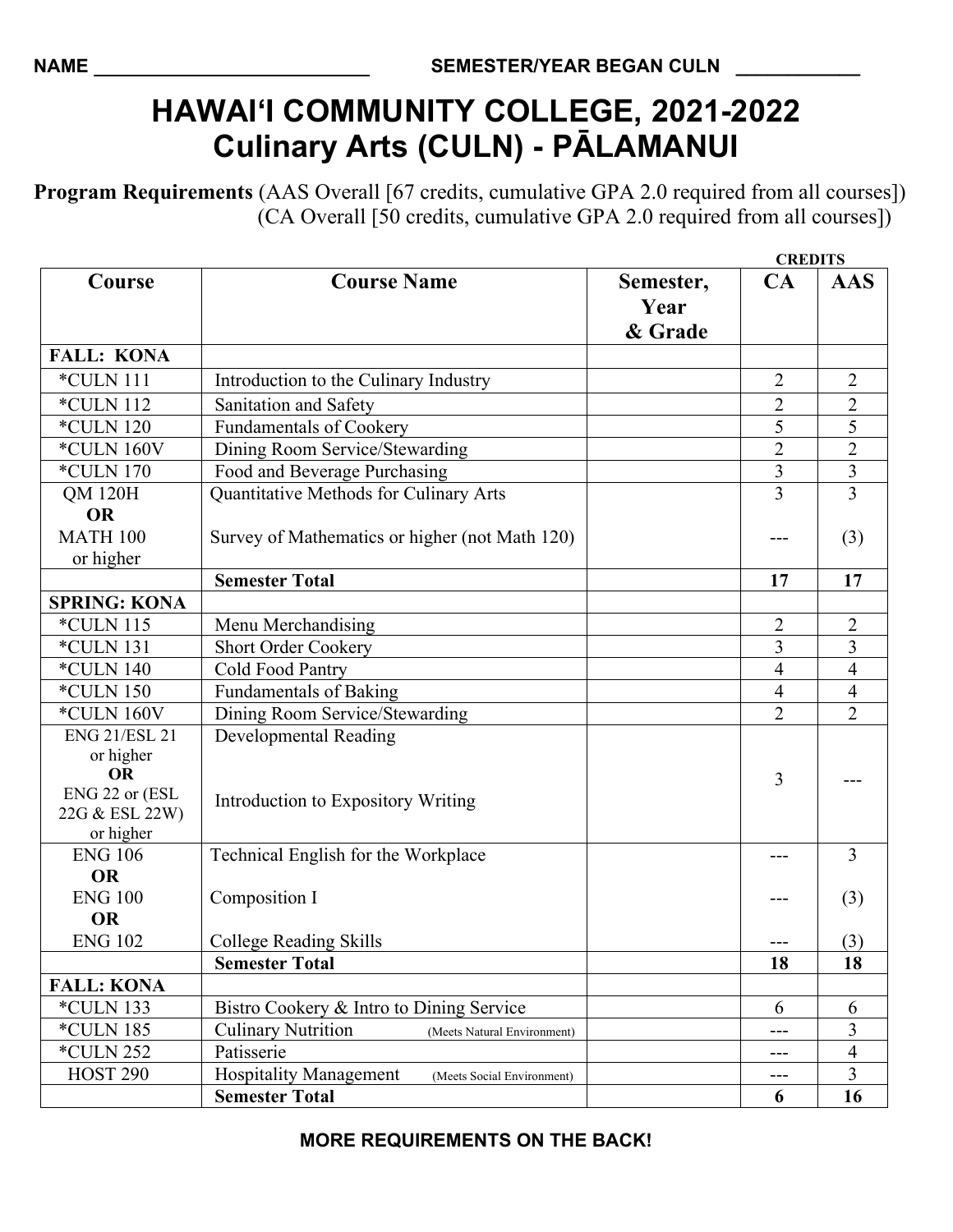NAME ____________________________ SEMESTER/YEAR BEGAN CULN ____________

# HAWAIʻI COMMUNITY COLLEGE, 2021-2022
# Culinary Arts (CULN) - PĀLAMANUI

**Program Requirements** (AAS Overall [67 credits, cumulative GPA 2.0 required from all courses])
(CA Overall [50 credits, cumulative GPA 2.0 required from all courses])

| Course | Course Name | Semester, Year & Grade | CREDITS CA | AAS |
|---|---|---|---|---|
| **FALL: KONA** | | | | |
| *CULN 111 | Introduction to the Culinary Industry | | 2 | 2 |
| *CULN 112 | Sanitation and Safety | | 2 | 2 |
| *CULN 120 | Fundamentals of Cookery | | 5 | 5 |
| *CULN 160V | Dining Room Service/Stewarding | | 2 | 2 |
| *CULN 170 | Food and Beverage Purchasing | | 3 | 3 |
| QM 120H **OR** MATH 100 or higher | Quantitative Methods for Culinary Arts / Survey of Mathematics or higher (not Math 120) | | 3 / --- | 3 / (3) |
| | **Semester Total** | | **17** | **17** |
| **SPRING: KONA** | | | | |
| *CULN 115 | Menu Merchandising | | 2 | 2 |
| *CULN 131 | Short Order Cookery | | 3 | 3 |
| *CULN 140 | Cold Food Pantry | | 4 | 4 |
| *CULN 150 | Fundamentals of Baking | | 4 | 4 |
| *CULN 160V | Dining Room Service/Stewarding | | 2 | 2 |
| ENG 21/ESL 21 or higher **OR** ENG 22 or (ESL 22G & ESL 22W) or higher | Developmental Reading / Introduction to Expository Writing | | 3 | --- |
| ENG 106 **OR** ENG 100 **OR** ENG 102 | Technical English for the Workplace / Composition I / College Reading Skills | | --- / --- / --- | 3 / (3) / (3) |
| | **Semester Total** | | **18** | **18** |
| **FALL: KONA** | | | | |
| *CULN 133 | Bistro Cookery & Intro to Dining Service | | 6 | 6 |
| *CULN 185 | Culinary Nutrition (Meets Natural Environment) | | --- | 3 |
| *CULN 252 | Patisserie | | --- | 4 |
| HOST 290 | Hospitality Management (Meets Social Environment) | | --- | 3 |
| | **Semester Total** | | **6** | **16** |

**MORE REQUIREMENTS ON THE BACK!**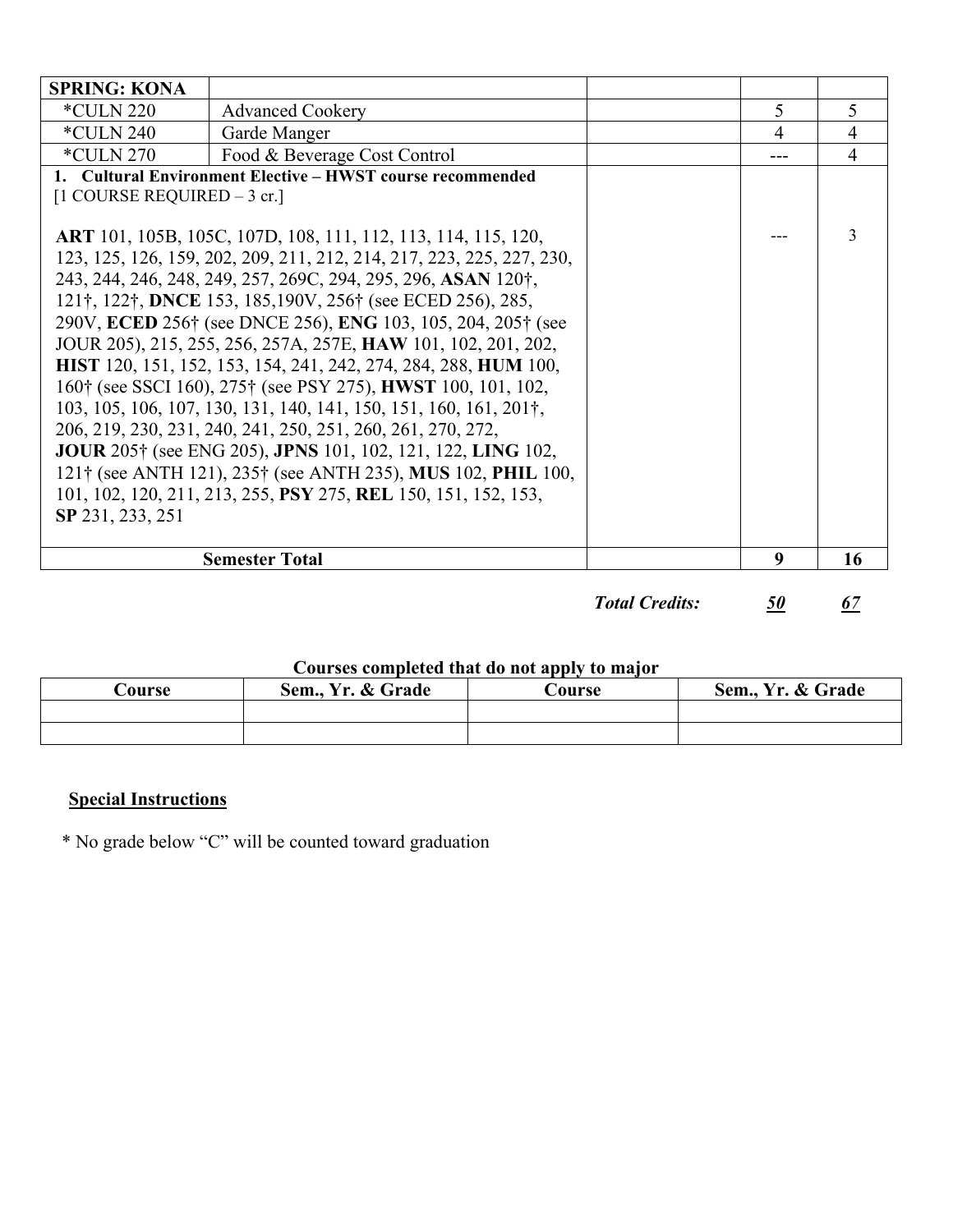| | | | | |
|---|---|---|---|---|
| **SPRING: KONA** | | | | |
| *CULN 220 | Advanced Cookery | | 5 | 5 |
| *CULN 240 | Garde Manger | | 4 | 4 |
| *CULN 270 | Food & Beverage Cost Control | | --- | 4 |
| **1. Cultural Environment Elective – HWST course recommended** [1 COURSE REQUIRED – 3 cr.]<br><br>**ART** 101, 105B, 105C, 107D, 108, 111, 112, 113, 114, 115, 120, 123, 125, 126, 159, 202, 209, 211, 212, 214, 217, 223, 225, 227, 230, 243, 244, 246, 248, 249, 257, 269C, 294, 295, 296, **ASAN** 120†, 121†, 122†, **DNCE** 153, 185,190V, 256† (see ECED 256), 285, 290V, **ECED** 256† (see DNCE 256), **ENG** 103, 105, 204, 205† (see JOUR 205), 215, 255, 256, 257A, 257E, **HAW** 101, 102, 201, 202, **HIST** 120, 151, 152, 153, 154, 241, 242, 274, 284, 288, **HUM** 100, 160† (see SSCI 160), 275† (see PSY 275), **HWST** 100, 101, 102, 103, 105, 106, 107, 130, 131, 140, 141, 150, 151, 160, 161, 201†, 206, 219, 230, 231, 240, 241, 250, 251, 260, 261, 270, 272, **JOUR** 205† (see ENG 205), **JPNS** 101, 102, 121, 122, **LING** 102, 121† (see ANTH 121), 235† (see ANTH 235), **MUS** 102, **PHIL** 100, 101, 102, 120, 211, 213, 255, **PSY** 275, **REL** 150, 151, 152, 153, **SP** 231, 233, 251 | | | --- | 3 |
| **Semester Total** | | | **9** | **16** |

***Total Credits:*** ***50*** ***67***

**Courses completed that do not apply to major**

| Course | Sem., Yr. & Grade | Course | Sem., Yr. & Grade |
|---|---|---|---|
| | | | |
| | | | |

**Special Instructions**

* No grade below "C" will be counted toward graduation